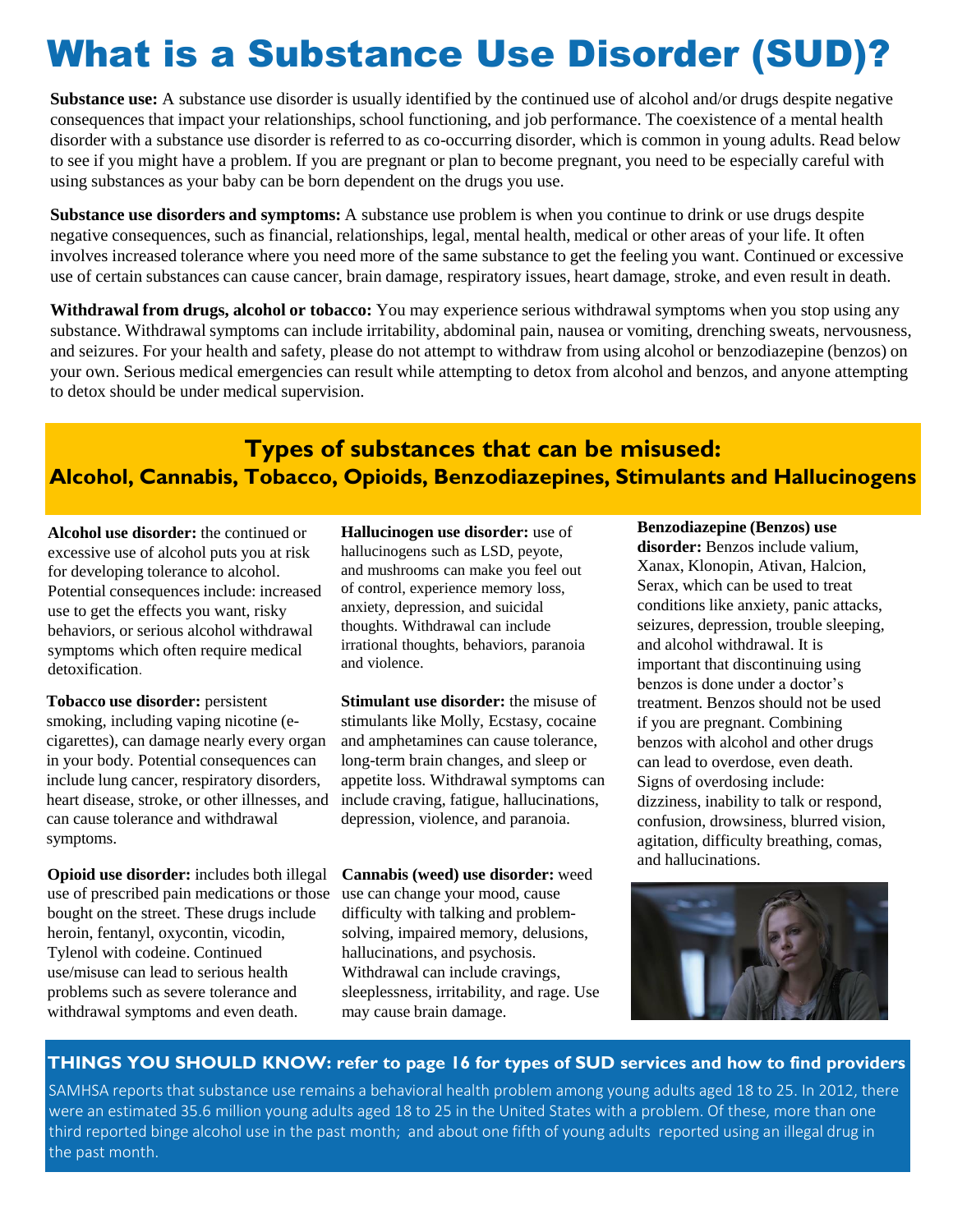# What is a Substance Use Disorder (SUD)?

**Substance use:** A substance use disorder is usually identified by the continued use of alcohol and/or drugs despite negative consequences that impact your relationships, school functioning, and job performance. The coexistence of a mental health disorder with a substance use disorder is referred to as co-occurring disorder, which is common in young adults. Read below to see if you might have a problem. If you are pregnant or plan to become pregnant, you need to be especially careful with using substances as your baby can be born dependent on the drugs you use.

**Substance use disorders and symptoms:** A substance use problem is when you continue to drink or use drugs despite negative consequences, such as financial, relationships, legal, mental health, medical or other areas of your life. It often involves increased tolerance where you need more of the same substance to get the feeling you want. Continued or excessive use of certain substances can cause cancer, brain damage, respiratory issues, heart damage, stroke, and even result in death.

**Withdrawal from drugs, alcohol or tobacco:** You may experience serious withdrawal symptoms when you stop using any substance. Withdrawal symptoms can include irritability, abdominal pain, nausea or vomiting, drenching sweats, nervousness, and seizures. For your health and safety, please do not attempt to withdraw from using alcohol or benzodiazepine (benzos) on your own. Serious medical emergencies can result while attempting to detox from alcohol and benzos, and anyone attempting to detox should be under medical supervision.

## Types of substances that can be misused:
### Alcohol, Cannabis, Tobacco, Opioids, Benzodiazepines, Stimulants and Hallucinogens

**Alcohol use disorder:** the continued or excessive use of alcohol puts you at risk for developing tolerance to alcohol. Potential consequences include: increased use to get the effects you want, risky behaviors, or serious alcohol withdrawal symptoms which often require medical detoxification.

**Tobacco use disorder:** persistent smoking, including vaping nicotine (e-cigarettes), can damage nearly every organ in your body. Potential consequences can include lung cancer, respiratory disorders, heart disease, stroke, or other illnesses, and can cause tolerance and withdrawal symptoms.

**Opioid use disorder:** includes both illegal use of prescribed pain medications or those bought on the street. These drugs include heroin, fentanyl, oxycontin, vicodin, Tylenol with codeine. Continued use/misuse can lead to serious health problems such as severe tolerance and withdrawal symptoms and even death.

**Hallucinogen use disorder:** use of hallucinogens such as LSD, peyote, and mushrooms can make you feel out of control, experience memory loss, anxiety, depression, and suicidal thoughts. Withdrawal can include irrational thoughts, behaviors, paranoia and violence.

**Stimulant use disorder:** the misuse of stimulants like Molly, Ecstasy, cocaine and amphetamines can cause tolerance, long-term brain changes, and sleep or appetite loss. Withdrawal symptoms can include craving, fatigue, hallucinations, depression, violence, and paranoia.

**Cannabis (weed) use disorder:** weed use can change your mood, cause difficulty with talking and problem-solving, impaired memory, delusions, hallucinations, and psychosis. Withdrawal can include cravings, sleeplessness, irritability, and rage. Use may cause brain damage.

**Benzodiazepine (Benzos) use disorder:** Benzos include valium, Xanax, Klonopin, Ativan, Halcion, Serax, which can be used to treat conditions like anxiety, panic attacks, seizures, depression, trouble sleeping, and alcohol withdrawal. It is important that discontinuing using benzos is done under a doctor's treatment. Benzos should not be used if you are pregnant. Combining benzos with alcohol and other drugs can lead to overdose, even death. Signs of overdosing include: dizziness, inability to talk or respond, confusion, drowsiness, blurred vision, agitation, difficulty breathing, comas, and hallucinations.

**THINGS YOU SHOULD KNOW: refer to page 16 for types of SUD services and how to find providers**

SAMHSA reports that substance use remains a behavioral health problem among young adults aged 18 to 25. In 2012, there were an estimated 35.6 million young adults aged 18 to 25 in the United States with a problem. Of these, more than one third reported binge alcohol use in the past month; and about one fifth of young adults reported using an illegal drug in the past month.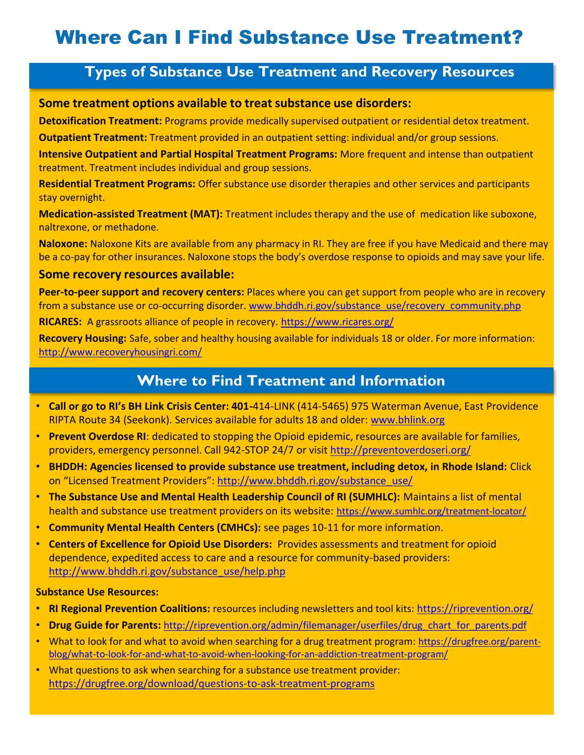# Where Can I Find Substance Use Treatment?

## Types of Substance Use Treatment and Recovery Resources

### Some treatment options available to treat substance use disorders:

**Detoxification Treatment:** Programs provide medically supervised outpatient or residential detox treatment.

**Outpatient Treatment:** Treatment provided in an outpatient setting: individual and/or group sessions.

**Intensive Outpatient and Partial Hospital Treatment Programs:** More frequent and intense than outpatient treatment. Treatment includes individual and group sessions.

**Residential Treatment Programs:** Offer substance use disorder therapies and other services and participants stay overnight.

**Medication-assisted Treatment (MAT):** Treatment includes therapy and the use of medication like suboxone, naltrexone, or methadone.

**Naloxone:** Naloxone Kits are available from any pharmacy in RI. They are free if you have Medicaid and there may be a co-pay for other insurances. Naloxone stops the body's overdose response to opioids and may save your life.

### Some recovery resources available:

**Peer-to-peer support and recovery centers:** Places where you can get support from people who are in recovery from a substance use or co-occurring disorder. www.bhddh.ri.gov/substance_use/recovery_community.php

**RICARES:** A grassroots alliance of people in recovery. https://www.ricares.org/

**Recovery Housing:** Safe, sober and healthy housing available for individuals 18 or older. For more information: http://www.recoveryhousingri.com/

## Where to Find Treatment and Information

- **Call or go to RI's BH Link Crisis Center: 401-**414-LINK (414-5465) 975 Waterman Avenue, East Providence RIPTA Route 34 (Seekonk). Services available for adults 18 and older: www.bhlink.org
- **Prevent Overdose RI**: dedicated to stopping the Opioid epidemic, resources are available for families, providers, emergency personnel. Call 942-STOP 24/7 or visit http://preventoverdoseri.org/
- **BHDDH: Agencies licensed to provide substance use treatment, including detox, in Rhode Island:** Click on "Licensed Treatment Providers": http://www.bhddh.ri.gov/substance_use/
- **The Substance Use and Mental Health Leadership Council of RI (SUMHLC):** Maintains a list of mental health and substance use treatment providers on its website: https://www.sumhlc.org/treatment-locator/
- **Community Mental Health Centers (CMHCs):** see pages 10-11 for more information.
- **Centers of Excellence for Opioid Use Disorders:** Provides assessments and treatment for opioid dependence, expedited access to care and a resource for community-based providers: http://www.bhddh.ri.gov/substance_use/help.php

**Substance Use Resources:**

- **RI Regional Prevention Coalitions:** resources including newsletters and tool kits: https://riprevention.org/
- **Drug Guide for Parents:** http://riprevention.org/admin/filemanager/userfiles/drug_chart_for_parents.pdf
- What to look for and what to avoid when searching for a drug treatment program: https://drugfree.org/parent-blog/what-to-look-for-and-what-to-avoid-when-looking-for-an-addiction-treatment-program/
- What questions to ask when searching for a substance use treatment provider: https://drugfree.org/download/questions-to-ask-treatment-programs